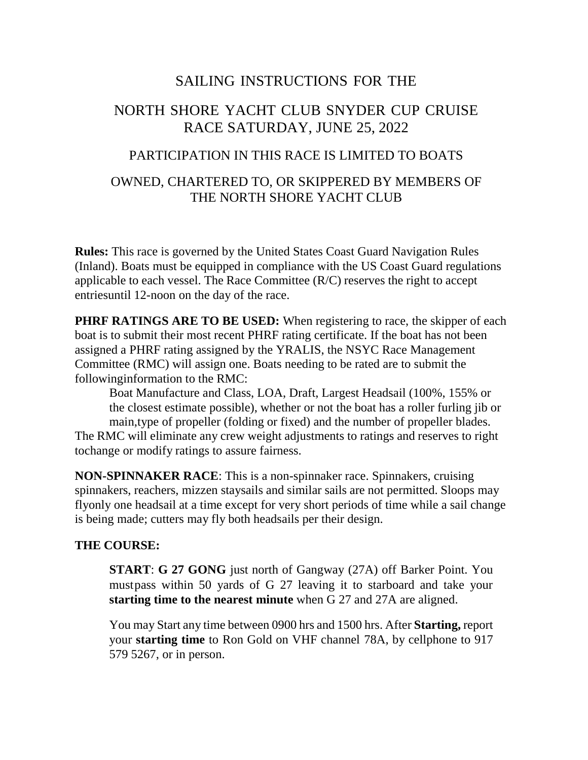# SAILING INSTRUCTIONS FOR THE

# NORTH SHORE YACHT CLUB SNYDER CUP CRUISE RACE SATURDAY, JUNE 25, 2022

## PARTICIPATION IN THIS RACE IS LIMITED TO BOATS

## OWNED, CHARTERED TO, OR SKIPPERED BY MEMBERS OF THE NORTH SHORE YACHT CLUB

**Rules:** This race is governed by the United States Coast Guard Navigation Rules (Inland). Boats must be equipped in compliance with the US Coast Guard regulations applicable to each vessel. The Race Committee (R/C) reserves the right to accept entriesuntil 12-noon on the day of the race.

**PHRF RATINGS ARE TO BE USED:** When registering to race, the skipper of each boat is to submit their most recent PHRF rating certificate. If the boat has not been assigned a PHRF rating assigned by the YRALIS, the NSYC Race Management Committee (RMC) will assign one. Boats needing to be rated are to submit the followinginformation to the RMC:

> Boat Manufacture and Class, LOA, Draft, Largest Headsail (100%, 155% or the closest estimate possible), whether or not the boat has a roller furling jib or main,type of propeller (folding or fixed) and the number of propeller blades.

The RMC will eliminate any crew weight adjustments to ratings and reserves to right tochange or modify ratings to assure fairness.

**NON-SPINNAKER RACE**: This is a non-spinnaker race. Spinnakers, cruising spinnakers, reachers, mizzen staysails and similar sails are not permitted. Sloops may flyonly one headsail at a time except for very short periods of time while a sail change is being made; cutters may fly both headsails per their design.

**THE COURSE:**

> **START**: **G 27 GONG** just north of Gangway (27A) off Barker Point. You mustpass within 50 yards of G 27 leaving it to starboard and take your **starting time to the nearest minute** when G 27 and 27A are aligned.
>
> You may Start any time between 0900 hrs and 1500 hrs. After **Starting,** report your **starting time** to Ron Gold on VHF channel 78A, by cellphone to 917 579 5267, or in person.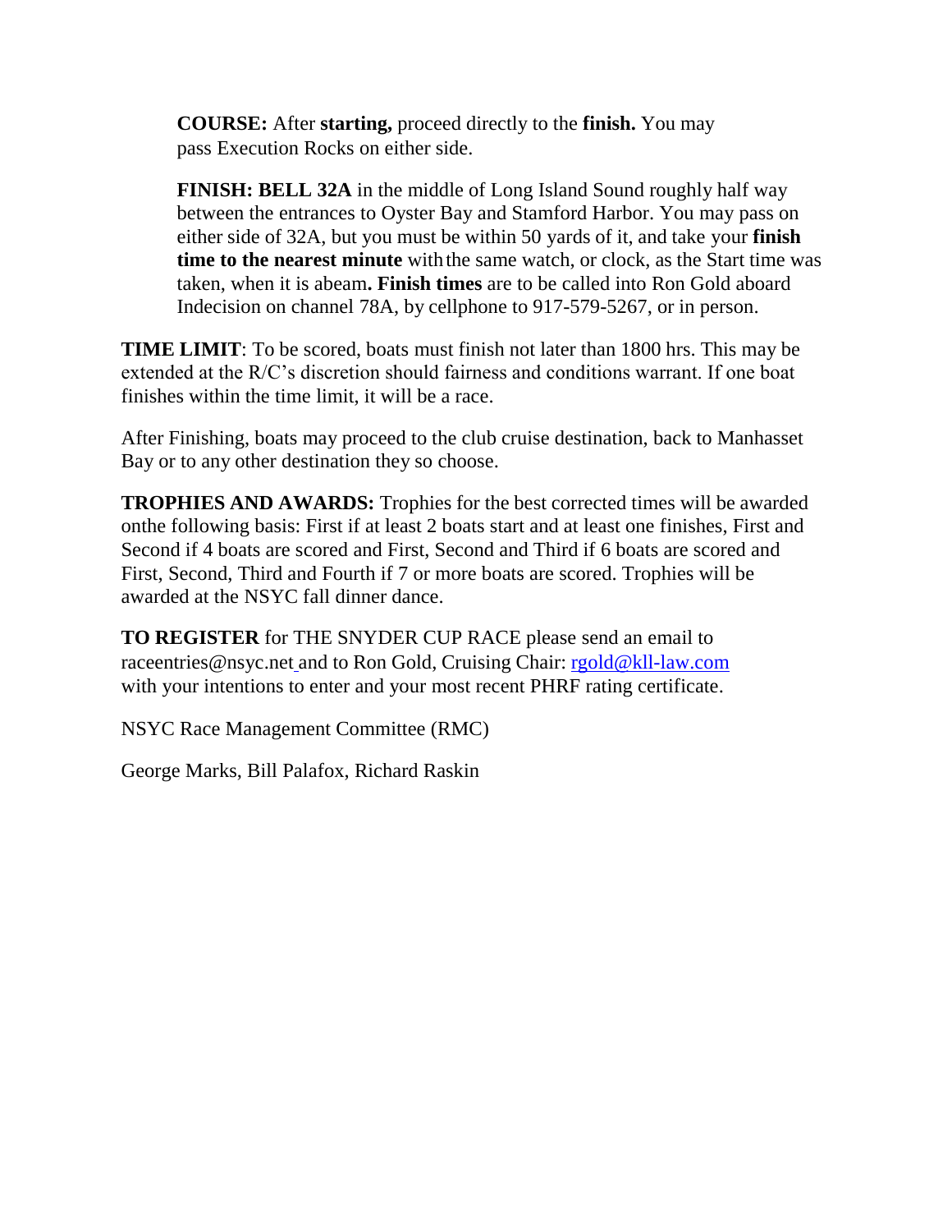**COURSE:** After **starting,** proceed directly to the **finish.** You may pass Execution Rocks on either side.

**FINISH: BELL 32A** in the middle of Long Island Sound roughly half way between the entrances to Oyster Bay and Stamford Harbor. You may pass on either side of 32A, but you must be within 50 yards of it, and take your **finish time to the nearest minute** with the same watch, or clock, as the Start time was taken, when it is abeam**. Finish times** are to be called into Ron Gold aboard Indecision on channel 78A, by cellphone to 917-579-5267, or in person.

**TIME LIMIT**: To be scored, boats must finish not later than 1800 hrs. This may be extended at the R/C's discretion should fairness and conditions warrant. If one boat finishes within the time limit, it will be a race.

After Finishing, boats may proceed to the club cruise destination, back to Manhasset Bay or to any other destination they so choose.

**TROPHIES AND AWARDS:** Trophies for the best corrected times will be awarded onthe following basis: First if at least 2 boats start and at least one finishes, First and Second if 4 boats are scored and First, Second and Third if 6 boats are scored and First, Second, Third and Fourth if 7 or more boats are scored. Trophies will be awarded at the NSYC fall dinner dance.

**TO REGISTER** for THE SNYDER CUP RACE please send an email to raceentries@nsyc.net and to Ron Gold, Cruising Chair: rgold@kll-law.com with your intentions to enter and your most recent PHRF rating certificate.

NSYC Race Management Committee (RMC)

George Marks, Bill Palafox, Richard Raskin